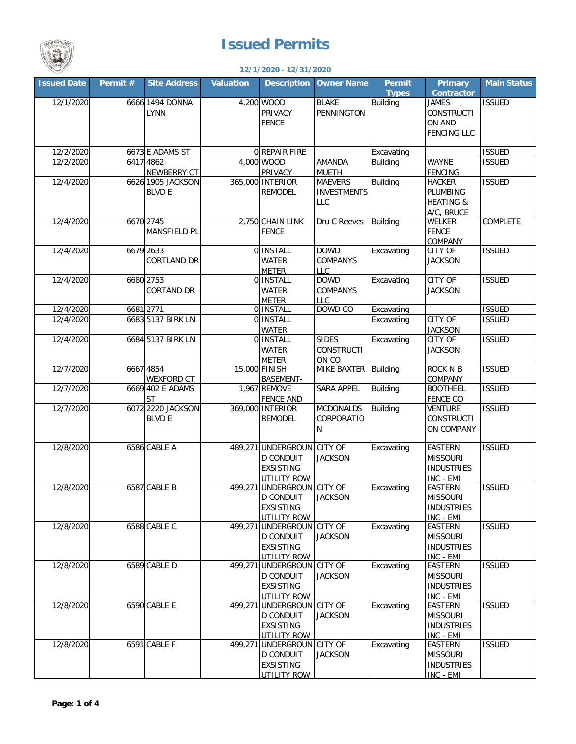# Issued Permits

**12/1/2020 - 12/31/2020**

| Issued Date | Permit # | Site Address | Valuation | Description | Owner Name | Permit Types | Primary Contractor | Main Status |
|---|---|---|---|---|---|---|---|---|
| 12/1/2020 | 6666 | 1494 DONNA LYNN | 4,200 | WOOD PRIVACY FENCE | BLAKE PENNINGTON | Building | JAMES CONSTRUCTION AND FENCING LLC | ISSUED |
| 12/2/2020 | 6673 | E ADAMS ST | 0 | REPAIR FIRE | | Excavating | | ISSUED |
| 12/2/2020 | 6417 | 4862 NEWBERRY CT | 4,000 | WOOD PRIVACY | AMANDA MUETH | Building | WAYNE FENCING | ISSUED |
| 12/4/2020 | 6626 | 1905 JACKSON BLVD E | 365,000 | INTERIOR REMODEL | MAEVERS INVESTMENTS LLC | Building | HACKER PLUMBING HEATING & A/C, BRUCE | ISSUED |
| 12/4/2020 | 6670 | 2745 MANSFIELD PL | 2,750 | CHAIN LINK FENCE | Dru C Reeves | Building | WELKER FENCE COMPANY | COMPLETE |
| 12/4/2020 | 6679 | 2633 CORTLAND DR | 0 | INSTALL WATER METER | DOWD COMPANYS LLC | Excavating | CITY OF JACKSON | ISSUED |
| 12/4/2020 | 6680 | 2753 CORTAND DR | 0 | INSTALL WATER METER | DOWD COMPANYS LLC | Excavating | CITY OF JACKSON | ISSUED |
| 12/4/2020 | 6681 | 2771 | 0 | INSTALL | DOWD CO | Excavating | | ISSUED |
| 12/4/2020 | 6683 | 5137 BIRK LN | 0 | INSTALL WATER | | Excavating | CITY OF JACKSON | ISSUED |
| 12/4/2020 | 6684 | 5137 BIRK LN | 0 | INSTALL WATER METER | SIDES CONSTRUCTION CO | Excavating | CITY OF JACKSON | ISSUED |
| 12/7/2020 | 6667 | 4854 WEXFORD CT | 15,000 | FINISH BASEMENT- | MIKE BAXTER | Building | ROCK N B COMPANY | ISSUED |
| 12/7/2020 | 6669 | 402 E ADAMS ST | 1,967 | REMOVE FENCE AND | SARA APPEL | Building | BOOTHEEL FENCE CO | ISSUED |
| 12/7/2020 | 6072 | 2220 JACKSON BLVD E | 369,000 | INTERIOR REMODEL | MCDONALDS CORPORATION | Building | VENTURE CONSTRUCTION COMPANY | ISSUED |
| 12/8/2020 | 6586 | CABLE A | 489,271 | UNDERGROUND CONDUIT EXSISTING UTILITY ROW | CITY OF JACKSON | Excavating | EASTERN MISSOURI INDUSTRIES INC - EMI | ISSUED |
| 12/8/2020 | 6587 | CABLE B | 499,271 | UNDERGROUND CONDUIT EXSISTING UTILITY ROW | CITY OF JACKSON | Excavating | EASTERN MISSOURI INDUSTRIES INC - EMI | ISSUED |
| 12/8/2020 | 6588 | CABLE C | 499,271 | UNDERGROUND CONDUIT EXSISTING UTILITY ROW | CITY OF JACKSON | Excavating | EASTERN MISSOURI INDUSTRIES INC - EMI | ISSUED |
| 12/8/2020 | 6589 | CABLE D | 499,271 | UNDERGROUND CONDUIT EXSISTING UTILITY ROW | CITY OF JACKSON | Excavating | EASTERN MISSOURI INDUSTRIES INC - EMI | ISSUED |
| 12/8/2020 | 6590 | CABLE E | 499,271 | UNDERGROUND CONDUIT EXSISTING UTILITY ROW | CITY OF JACKSON | Excavating | EASTERN MISSOURI INDUSTRIES INC - EMI | ISSUED |
| 12/8/2020 | 6591 | CABLE F | 499,271 | UNDERGROUND CONDUIT EXSISTING UTILITY ROW | CITY OF JACKSON | Excavating | EASTERN MISSOURI INDUSTRIES INC - EMI | ISSUED |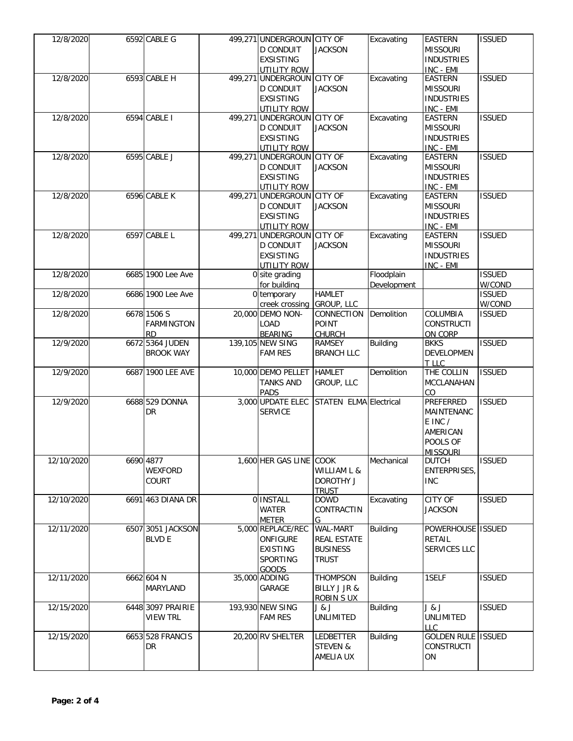| 12/8/2020 | 6592 | CABLE G | 499,271 | UNDERGROUND CONDUIT EXSISTING UTILITY ROW | CITY OF JACKSON | Excavating | EASTERN MISSOURI INDUSTRIES INC - EMI | ISSUED |
|---|---|---|---|---|---|---|---|---|
| 12/8/2020 | 6593 | CABLE H | 499,271 | UNDERGROUND CONDUIT EXSISTING UTILITY ROW | CITY OF JACKSON | Excavating | EASTERN MISSOURI INDUSTRIES INC - EMI | ISSUED |
| 12/8/2020 | 6594 | CABLE I | 499,271 | UNDERGROUND CONDUIT EXSISTING UTILITY ROW | CITY OF JACKSON | Excavating | EASTERN MISSOURI INDUSTRIES INC - EMI | ISSUED |
| 12/8/2020 | 6595 | CABLE J | 499,271 | UNDERGROUND CONDUIT EXSISTING UTILITY ROW | CITY OF JACKSON | Excavating | EASTERN MISSOURI INDUSTRIES INC - EMI | ISSUED |
| 12/8/2020 | 6596 | CABLE K | 499,271 | UNDERGROUND CONDUIT EXSISTING UTILITY ROW | CITY OF JACKSON | Excavating | EASTERN MISSOURI INDUSTRIES INC - EMI | ISSUED |
| 12/8/2020 | 6597 | CABLE L | 499,271 | UNDERGROUND CONDUIT EXSISTING UTILITY ROW | CITY OF JACKSON | Excavating | EASTERN MISSOURI INDUSTRIES INC - EMI | ISSUED |
| 12/8/2020 | 6685 | 1900 Lee Ave | 0 | site grading for building | | Floodplain Development | | ISSUED W/COND |
| 12/8/2020 | 6686 | 1900 Lee Ave | 0 | temporary creek crossing | HAMLET GROUP, LLC | | | ISSUED W/COND |
| 12/8/2020 | 6678 | 1506 S FARMINGTON RD | 20,000 | DEMO NON-LOAD BEARING | CONNECTION POINT CHURCH | Demolition | COLUMBIA CONSTRUCTION CORP | ISSUED |
| 12/9/2020 | 6672 | 5364 JUDEN BROOK WAY | 139,105 | NEW SING FAM RES | RAMSEY BRANCH LLC | Building | BKKS DEVELOPMENT LLC | ISSUED |
| 12/9/2020 | 6687 | 1900 LEE AVE | 10,000 | DEMO PELLET TANKS AND PADS | HAMLET GROUP, LLC | Demolition | THE COLLIN MCCLANAHAN CO | ISSUED |
| 12/9/2020 | 6688 | 529 DONNA DR | 3,000 | UPDATE ELEC SERVICE | STATEN ELMA | Electrical | PREFERRED MAINTENANCE INC / AMERICAN POOLS OF MISSOURI | ISSUED |
| 12/10/2020 | 6690 | 4877 WEXFORD COURT | 1,600 | HER GAS LINE | COOK WILLIAM L & DOROTHY J TRUST | Mechanical | DUTCH ENTERPRISES, INC | ISSUED |
| 12/10/2020 | 6691 | 463 DIANA DR | 0 | INSTALL WATER METER | DOWD CONTRACTING | Excavating | CITY OF JACKSON | ISSUED |
| 12/11/2020 | 6507 | 3051 JACKSON BLVD E | 5,000 | REPLACE/RECONFIGURE EXISTING SPORTING GOODS | WAL-MART REAL ESTATE BUSINESS TRUST | Building | POWERHOUSE RETAIL SERVICES LLC | ISSUED |
| 12/11/2020 | 6662 | 604 N MARYLAND | 35,000 | ADDING GARAGE | THOMPSON BILLY J JR & ROBIN S UX | Building | 1SELF | ISSUED |
| 12/15/2020 | 6448 | 3097 PRAIRIE VIEW TRL | 193,930 | NEW SING FAM RES | J & J UNLIMITED | Building | J & J UNLIMITED LLC | ISSUED |
| 12/15/2020 | 6653 | 528 FRANCIS DR | 20,200 | RV SHELTER | LEDBETTER STEVEN & AMELIA UX | Building | GOLDEN RULE CONSTRUCTION | ISSUED |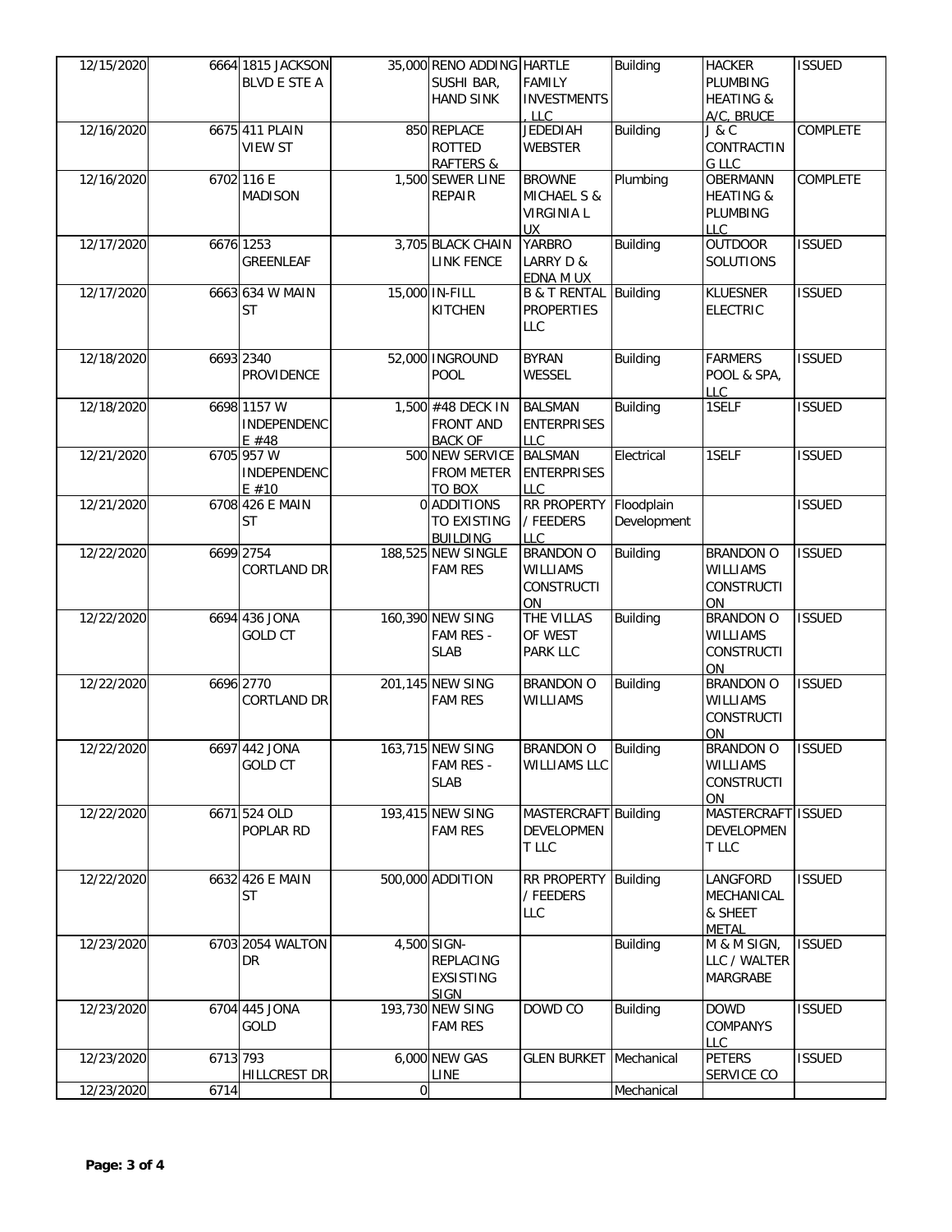| 12/15/2020 | 6664 | 1815 JACKSON BLVD E STE A | 35,000 | RENO ADDING SUSHI BAR, HAND SINK | HARTLE FAMILY INVESTMENTS , LLC | Building | HACKER PLUMBING HEATING & A/C, BRUCE | ISSUED |
|---|---|---|---|---|---|---|---|---|
| 12/16/2020 | 6675 | 411 PLAIN VIEW ST | 850 | REPLACE ROTTED RAFTERS & | JEDEDIAH WEBSTER | Building | J & C CONTRACTIN G LLC | COMPLETE |
| 12/16/2020 | 6702 | 116 E MADISON | 1,500 | SEWER LINE REPAIR | BROWNE MICHAEL S & VIRGINIA L UX | Plumbing | OBERMANN HEATING & PLUMBING LLC | COMPLETE |
| 12/17/2020 | 6676 | 1253 GREENLEAF | 3,705 | BLACK CHAIN LINK FENCE | YARBRO LARRY D & EDNA M UX | Building | OUTDOOR SOLUTIONS | ISSUED |
| 12/17/2020 | 6663 | 634 W MAIN ST | 15,000 | IN-FILL KITCHEN | B & T RENTAL PROPERTIES LLC | Building | KLUESNER ELECTRIC | ISSUED |
| 12/18/2020 | 6693 | 2340 PROVIDENCE | 52,000 | INGROUND POOL | BYRAN WESSEL | Building | FARMERS POOL & SPA, LLC | ISSUED |
| 12/18/2020 | 6698 | 1157 W INDEPENDENC E #48 | 1,500 | #48 DECK IN FRONT AND BACK OF | BALSMAN ENTERPRISES LLC | Building | 1SELF | ISSUED |
| 12/21/2020 | 6705 | 957 W INDEPENDENC E #10 | 500 | NEW SERVICE FROM METER TO BOX | BALSMAN ENTERPRISES LLC | Electrical | 1SELF | ISSUED |
| 12/21/2020 | 6708 | 426 E MAIN ST | 0 | ADDITIONS TO EXISTING BUILDING | RR PROPERTY / FEEDERS LLC | Floodplain Development | | ISSUED |
| 12/22/2020 | 6699 | 2754 CORTLAND DR | 188,525 | NEW SINGLE FAM RES | BRANDON O WILLIAMS CONSTRUCTI ON | Building | BRANDON O WILLIAMS CONSTRUCTI ON | ISSUED |
| 12/22/2020 | 6694 | 436 JONA GOLD CT | 160,390 | NEW SING FAM RES - SLAB | THE VILLAS OF WEST PARK LLC | Building | BRANDON O WILLIAMS CONSTRUCTI ON | ISSUED |
| 12/22/2020 | 6696 | 2770 CORTLAND DR | 201,145 | NEW SING FAM RES | BRANDON O WILLIAMS | Building | BRANDON O WILLIAMS CONSTRUCTI ON | ISSUED |
| 12/22/2020 | 6697 | 442 JONA GOLD CT | 163,715 | NEW SING FAM RES - SLAB | BRANDON O WILLIAMS LLC | Building | BRANDON O WILLIAMS CONSTRUCTI ON | ISSUED |
| 12/22/2020 | 6671 | 524 OLD POPLAR RD | 193,415 | NEW SING FAM RES | MASTERCRAFT DEVELOPMEN T LLC | Building | MASTERCRAFT DEVELOPMEN T LLC | ISSUED |
| 12/22/2020 | 6632 | 426 E MAIN ST | 500,000 | ADDITION | RR PROPERTY / FEEDERS LLC | Building | LANGFORD MECHANICAL & SHEET METAL | ISSUED |
| 12/23/2020 | 6703 | 2054 WALTON DR | 4,500 | SIGN- REPLACING EXSISTING SIGN | | Building | M & M SIGN, LLC / WALTER MARGRABE | ISSUED |
| 12/23/2020 | 6704 | 445 JONA GOLD | 193,730 | NEW SING FAM RES | DOWD CO | Building | DOWD COMPANYS LLC | ISSUED |
| 12/23/2020 | 6713 | 793 HILLCREST DR | 6,000 | NEW GAS LINE | GLEN BURKET | Mechanical | PETERS SERVICE CO | ISSUED |
| 12/23/2020 | 6714 | | 0 | | | Mechanical | | |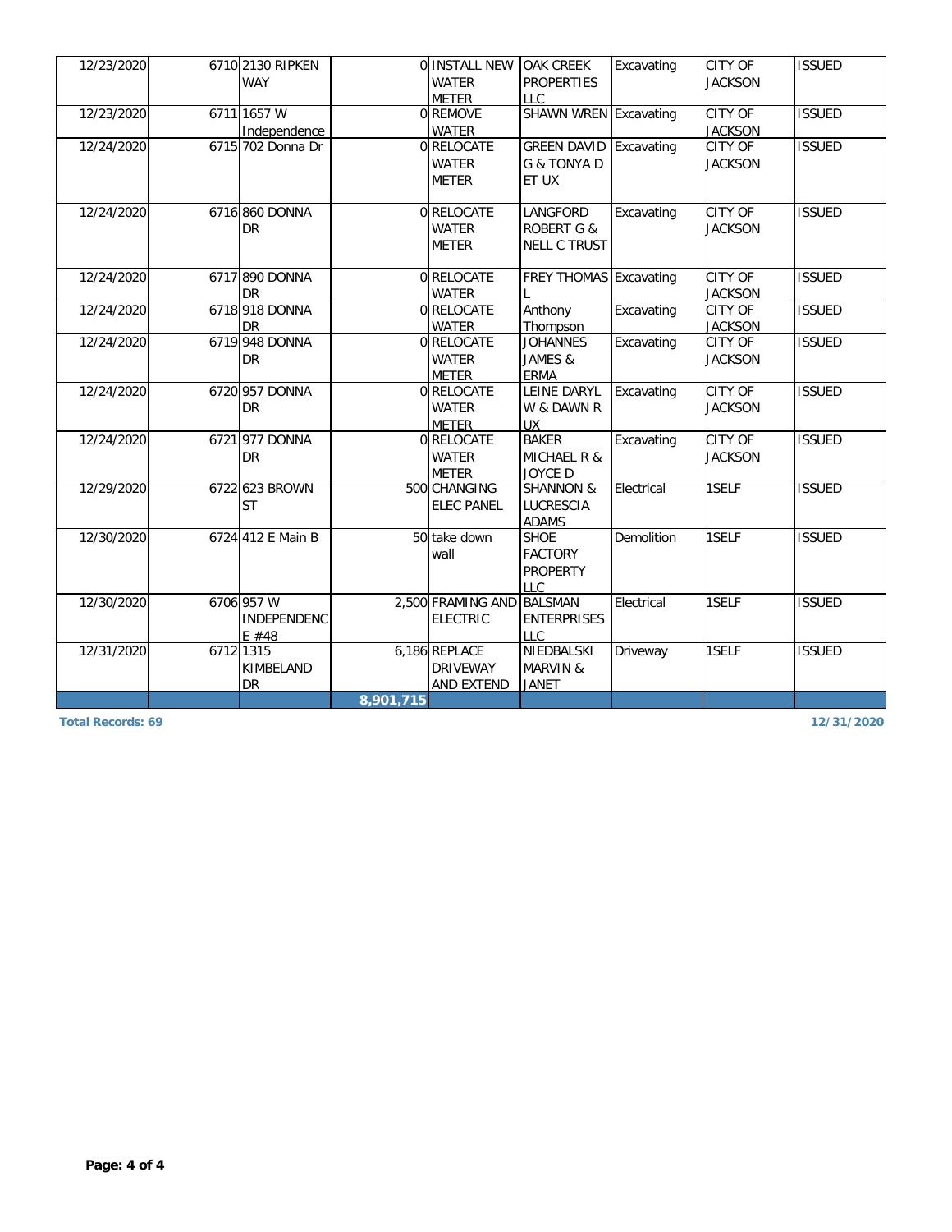| | | | | | | | | |
|---|---|---|---|---|---|---|---|---|
| 12/23/2020 | 6710 | 2130 RIPKEN WAY | 0 | INSTALL NEW WATER METER | OAK CREEK PROPERTIES LLC | Excavating | CITY OF JACKSON | ISSUED |
| 12/23/2020 | 6711 | 1657 W Independence | 0 | REMOVE WATER | SHAWN WREN | Excavating | CITY OF JACKSON | ISSUED |
| 12/24/2020 | 6715 | 702 Donna Dr | 0 | RELOCATE WATER METER | GREEN DAVID G & TONYA D ET UX | Excavating | CITY OF JACKSON | ISSUED |
| 12/24/2020 | 6716 | 860 DONNA DR | 0 | RELOCATE WATER METER | LANGFORD ROBERT G & NELL C TRUST | Excavating | CITY OF JACKSON | ISSUED |
| 12/24/2020 | 6717 | 890 DONNA DR | 0 | RELOCATE WATER | FREY THOMAS L | Excavating | CITY OF JACKSON | ISSUED |
| 12/24/2020 | 6718 | 918 DONNA DR | 0 | RELOCATE WATER | Anthony Thompson | Excavating | CITY OF JACKSON | ISSUED |
| 12/24/2020 | 6719 | 948 DONNA DR | 0 | RELOCATE WATER METER | JOHANNES JAMES & ERMA | Excavating | CITY OF JACKSON | ISSUED |
| 12/24/2020 | 6720 | 957 DONNA DR | 0 | RELOCATE WATER METER | LEINE DARYL W & DAWN R UX | Excavating | CITY OF JACKSON | ISSUED |
| 12/24/2020 | 6721 | 977 DONNA DR | 0 | RELOCATE WATER METER | BAKER MICHAEL R & JOYCE D | Excavating | CITY OF JACKSON | ISSUED |
| 12/29/2020 | 6722 | 623 BROWN ST | 500 | CHANGING ELEC PANEL | SHANNON & LUCRESCIA ADAMS | Electrical | 1SELF | ISSUED |
| 12/30/2020 | 6724 | 412 E Main B | 50 | take down wall | SHOE FACTORY PROPERTY LLC | Demolition | 1SELF | ISSUED |
| 12/30/2020 | 6706 | 957 W INDEPENDENCE #48 | 2,500 | FRAMING AND ELECTRIC | BALSMAN ENTERPRISES LLC | Electrical | 1SELF | ISSUED |
| 12/31/2020 | 6712 | 1315 KIMBELAND DR | 6,186 | REPLACE DRIVEWAY AND EXTEND | NIEDBALSKI MARVIN & JANET | Driveway | 1SELF | ISSUED |
| | | | 8,901,715 | | | | | |

**Total Records: 69** **12/31/2020**